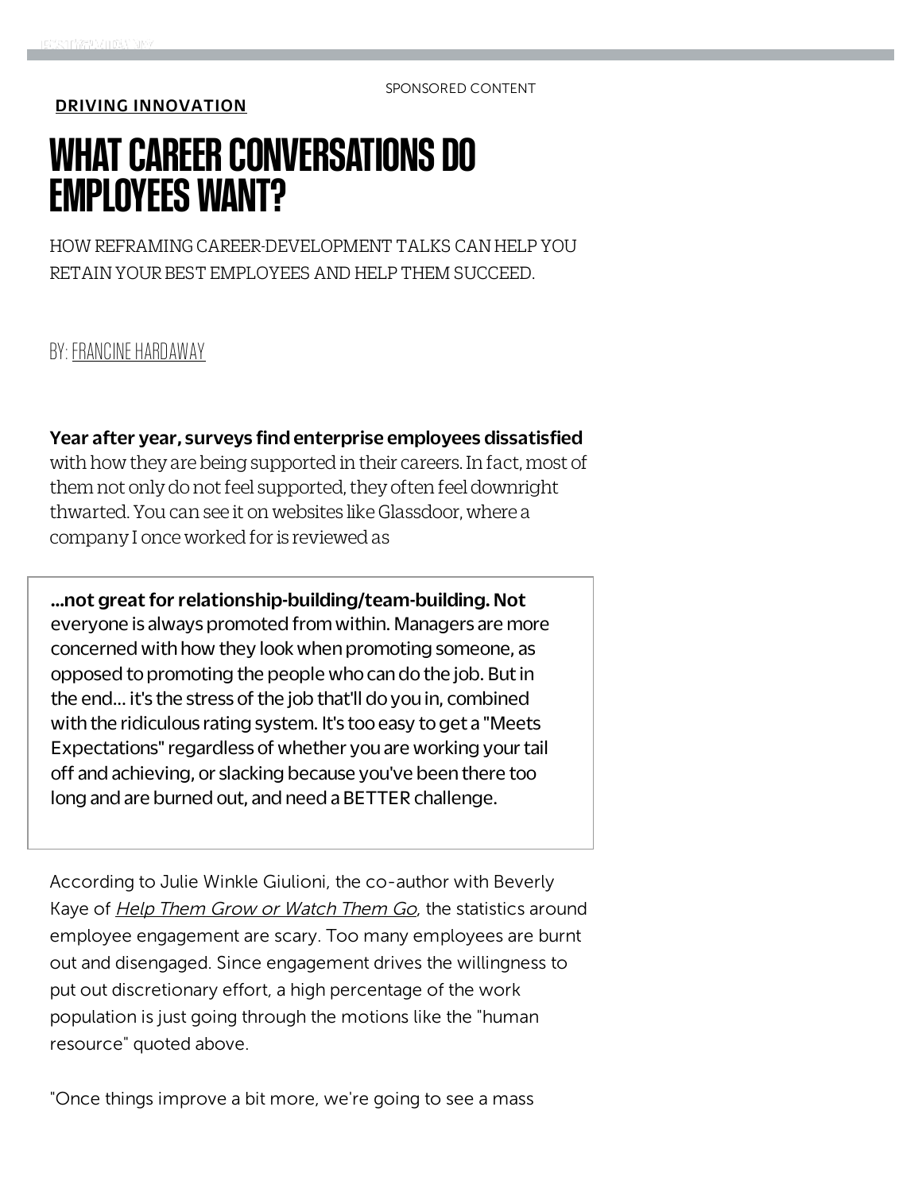SPONSORED CONTENT

**DRIVING INNOVATION**

# WHAT CAREER CONVERSATIONS DO EMPLOYEES WANT?

HOW REFRAMING CAREER-DEVELOPMENT TALKS CAN HELP YOU RETAIN YOUR BEST EMPLOYEES AND HELP THEM SUCCEED.

BY: FRANCINE HARDAWAY

**Year after year, surveys find enterprise employees dissatisfied** with how they are being supported in their careers. In fact, most of them not only do not feel supported, they often feel downright thwarted. You can see it on websites like Glassdoor, where a company I once worked for is reviewed as

> **...not great for relationship-building/team-building. Not** everyone is always promoted from within. Managers are more concerned with how they look when promoting someone, as opposed to promoting the people who can do the job. But in the end... it's the stress of the job that'll do you in, combined with the ridiculous rating system. It's too easy to get a "Meets Expectations" regardless of whether you are working your tail off and achieving, or slacking because you've been there too long and are burned out, and need a BETTER challenge.

According to Julie Winkle Giulioni, the co-author with Beverly Kaye of *Help Them Grow or Watch Them Go*, the statistics around employee engagement are scary. Too many employees are burnt out and disengaged. Since engagement drives the willingness to put out discretionary effort, a high percentage of the work population is just going through the motions like the "human resource" quoted above.

"Once things improve a bit more, we're going to see a mass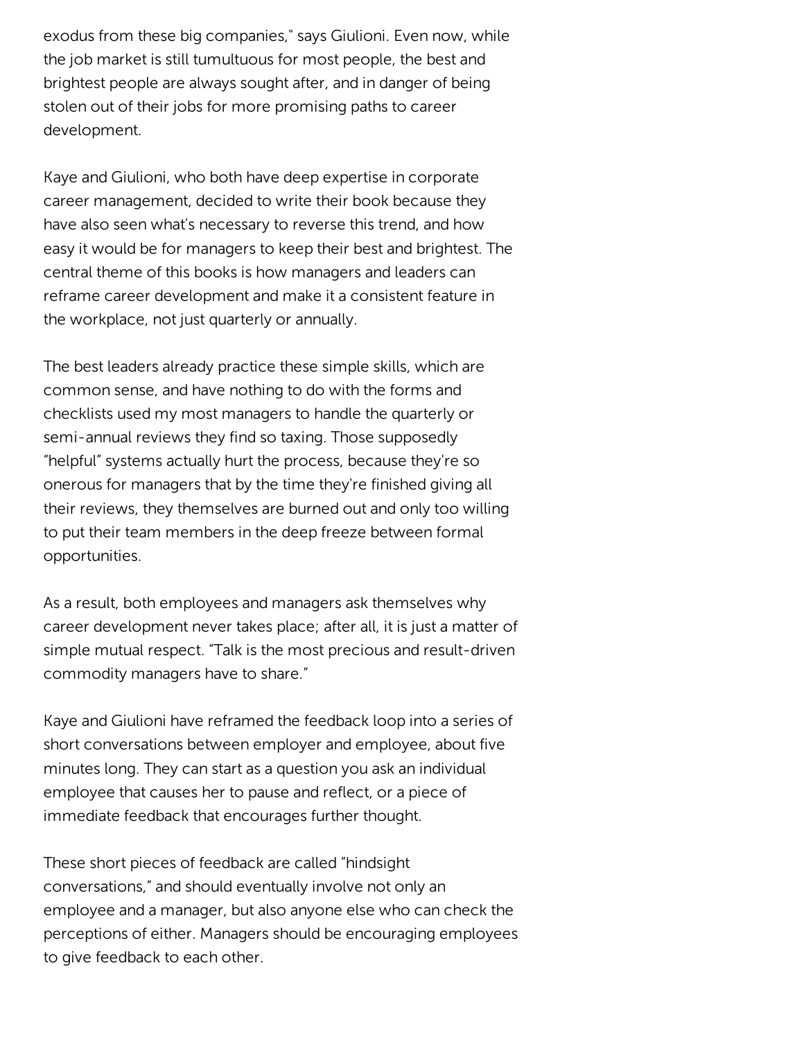exodus from these big companies," says Giulioni. Even now, while the job market is still tumultuous for most people, the best and brightest people are always sought after, and in danger of being stolen out of their jobs for more promising paths to career development.

Kaye and Giulioni, who both have deep expertise in corporate career management, decided to write their book because they have also seen what's necessary to reverse this trend, and how easy it would be for managers to keep their best and brightest. The central theme of this books is how managers and leaders can reframe career development and make it a consistent feature in the workplace, not just quarterly or annually.

The best leaders already practice these simple skills, which are common sense, and have nothing to do with the forms and checklists used my most managers to handle the quarterly or semi-annual reviews they find so taxing. Those supposedly "helpful" systems actually hurt the process, because they're so onerous for managers that by the time they're finished giving all their reviews, they themselves are burned out and only too willing to put their team members in the deep freeze between formal opportunities.

As a result, both employees and managers ask themselves why career development never takes place; after all, it is just a matter of simple mutual respect. "Talk is the most precious and result-driven commodity managers have to share."

Kaye and Giulioni have reframed the feedback loop into a series of short conversations between employer and employee, about five minutes long. They can start as a question you ask an individual employee that causes her to pause and reflect, or a piece of immediate feedback that encourages further thought.

These short pieces of feedback are called "hindsight conversations," and should eventually involve not only an employee and a manager, but also anyone else who can check the perceptions of either. Managers should be encouraging employees to give feedback to each other.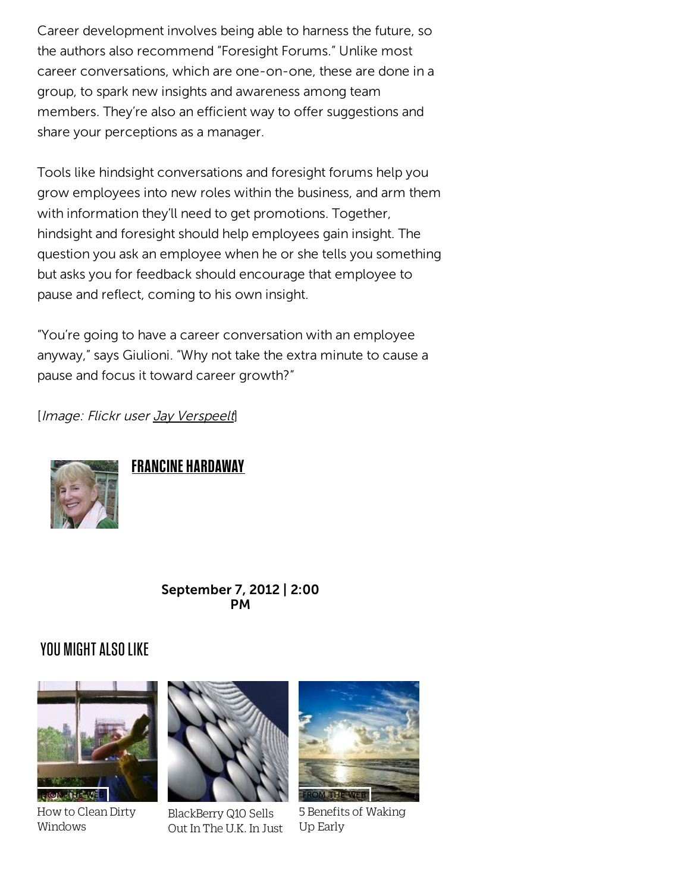Career development involves being able to harness the future, so the authors also recommend "Foresight Forums." Unlike most career conversations, which are one-on-one, these are done in a group, to spark new insights and awareness among team members. They're also an efficient way to offer suggestions and share your perceptions as a manager.

Tools like hindsight conversations and foresight forums help you grow employees into new roles within the business, and arm them with information they'll need to get promotions. Together, hindsight and foresight should help employees gain insight. The question you ask an employee when he or she tells you something but asks you for feedback should encourage that employee to pause and reflect, coming to his own insight.

"You're going to have a career conversation with an employee anyway," says Giulioni. "Why not take the extra minute to cause a pause and focus it toward career growth?"

[*Image: Flickr user Jay Verspeelt*]

**FRANCINE HARDAWAY**

**September 7, 2012 | 2:00 PM**

## YOU MIGHT ALSO LIKE

FROM THE WEB
How to Clean Dirty Windows

BlackBerry Q10 Sells Out In The U.K. In Just

FROM THE WEB
5 Benefits of Waking Up Early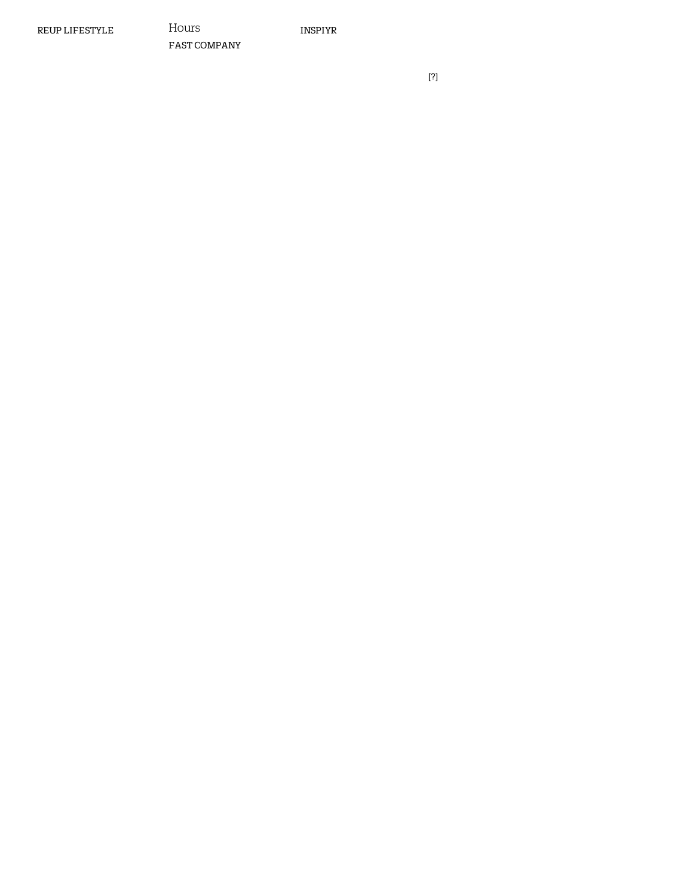REUP LIFESTYLE

Hours

FAST COMPANY

INSPIYR

[?]